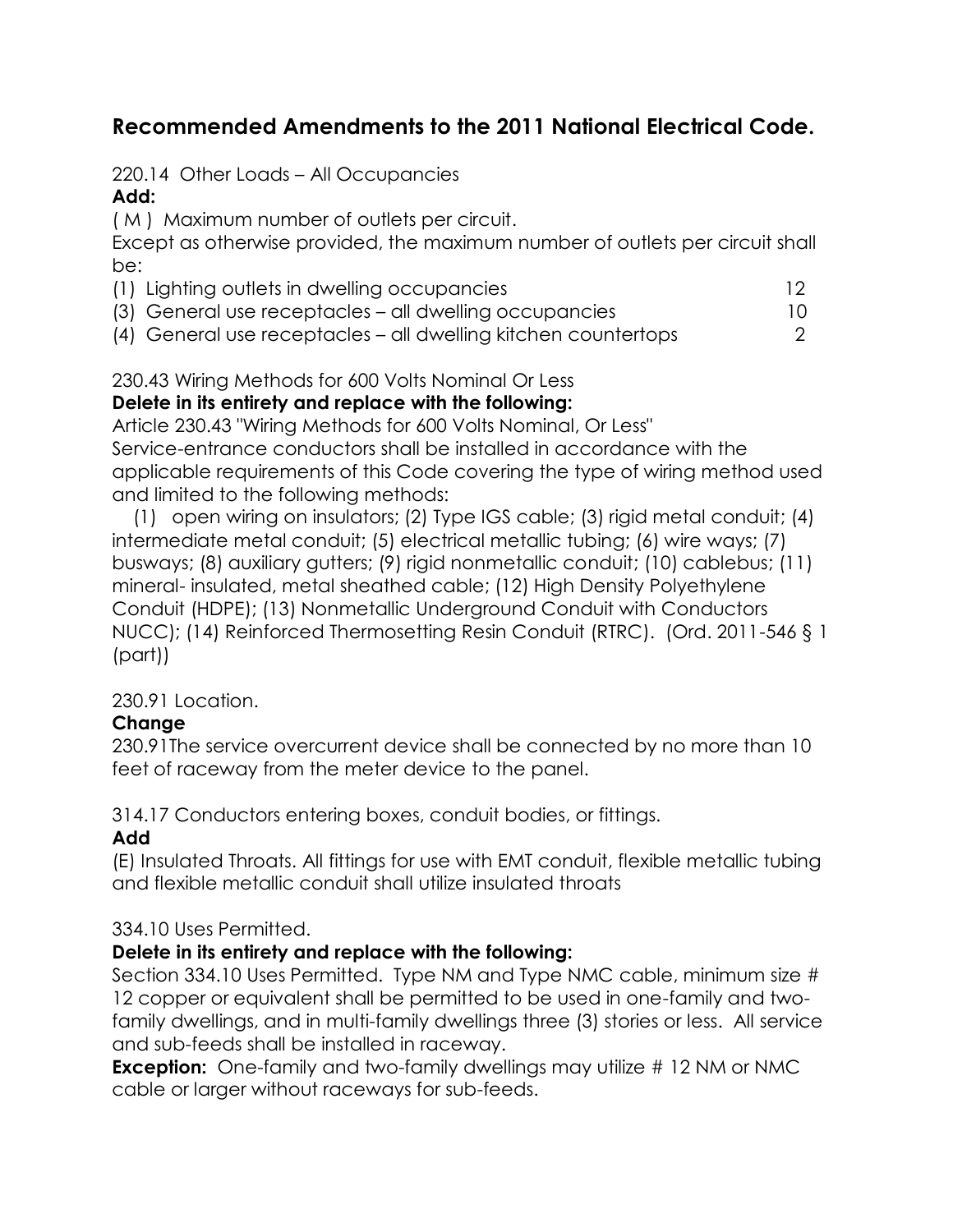# Recommended Amendments to the 2011 National Electrical Code.

220.14 Other Loads – All Occupancies

**Add:**

( M ) Maximum number of outlets per circuit.

Except as otherwise provided, the maximum number of outlets per circuit shall be:

| | |
|---|---|
| (1) Lighting outlets in dwelling occupancies | 12 |
| (3) General use receptacles – all dwelling occupancies | 10 |
| (4) General use receptacles – all dwelling kitchen countertops | 2 |

230.43 Wiring Methods for 600 Volts Nominal Or Less

**Delete in its entirety and replace with the following:**

Article 230.43 "Wiring Methods for 600 Volts Nominal, Or Less"

Service-entrance conductors shall be installed in accordance with the applicable requirements of this Code covering the type of wiring method used and limited to the following methods:

(1) open wiring on insulators; (2) Type IGS cable; (3) rigid metal conduit; (4) intermediate metal conduit; (5) electrical metallic tubing; (6) wire ways; (7) busways; (8) auxiliary gutters; (9) rigid nonmetallic conduit; (10) cablebus; (11) mineral- insulated, metal sheathed cable; (12) High Density Polyethylene Conduit (HDPE); (13) Nonmetallic Underground Conduit with Conductors NUCC); (14) Reinforced Thermosetting Resin Conduit (RTRC). (Ord. 2011-546 § 1 (part))

230.91 Location.

**Change**

230.91The service overcurrent device shall be connected by no more than 10 feet of raceway from the meter device to the panel.

314.17 Conductors entering boxes, conduit bodies, or fittings.

**Add**

(E) Insulated Throats. All fittings for use with EMT conduit, flexible metallic tubing and flexible metallic conduit shall utilize insulated throats

334.10 Uses Permitted.

**Delete in its entirety and replace with the following:**

Section 334.10 Uses Permitted. Type NM and Type NMC cable, minimum size # 12 copper or equivalent shall be permitted to be used in one-family and two-family dwellings, and in multi-family dwellings three (3) stories or less. All service and sub-feeds shall be installed in raceway.

**Exception:** One-family and two-family dwellings may utilize # 12 NM or NMC cable or larger without raceways for sub-feeds.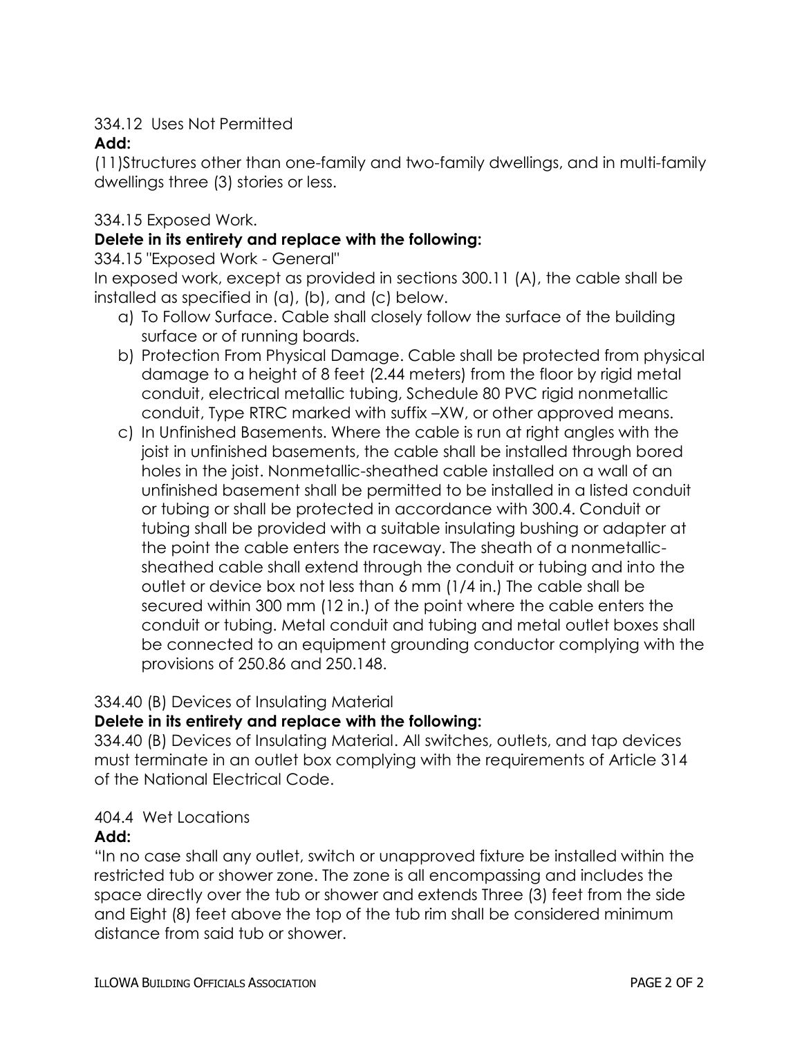334.12 Uses Not Permitted

**Add:**

(11)Structures other than one-family and two-family dwellings, and in multi-family dwellings three (3) stories or less.

334.15 Exposed Work.

**Delete in its entirety and replace with the following:**

334.15 "Exposed Work - General"

In exposed work, except as provided in sections 300.11 (A), the cable shall be installed as specified in (a), (b), and (c) below.

a) To Follow Surface. Cable shall closely follow the surface of the building surface or of running boards.
b) Protection From Physical Damage. Cable shall be protected from physical damage to a height of 8 feet (2.44 meters) from the floor by rigid metal conduit, electrical metallic tubing, Schedule 80 PVC rigid nonmetallic conduit, Type RTRC marked with suffix –XW, or other approved means.
c) In Unfinished Basements. Where the cable is run at right angles with the joist in unfinished basements, the cable shall be installed through bored holes in the joist. Nonmetallic-sheathed cable installed on a wall of an unfinished basement shall be permitted to be installed in a listed conduit or tubing or shall be protected in accordance with 300.4. Conduit or tubing shall be provided with a suitable insulating bushing or adapter at the point the cable enters the raceway. The sheath of a nonmetallic-sheathed cable shall extend through the conduit or tubing and into the outlet or device box not less than 6 mm (1/4 in.) The cable shall be secured within 300 mm (12 in.) of the point where the cable enters the conduit or tubing. Metal conduit and tubing and metal outlet boxes shall be connected to an equipment grounding conductor complying with the provisions of 250.86 and 250.148.

334.40 (B) Devices of Insulating Material

**Delete in its entirety and replace with the following:**

334.40 (B) Devices of Insulating Material. All switches, outlets, and tap devices must terminate in an outlet box complying with the requirements of Article 314 of the National Electrical Code.

404.4 Wet Locations

**Add:**

"In no case shall any outlet, switch or unapproved fixture be installed within the restricted tub or shower zone. The zone is all encompassing and includes the space directly over the tub or shower and extends Three (3) feet from the side and Eight (8) feet above the top of the tub rim shall be considered minimum distance from said tub or shower.